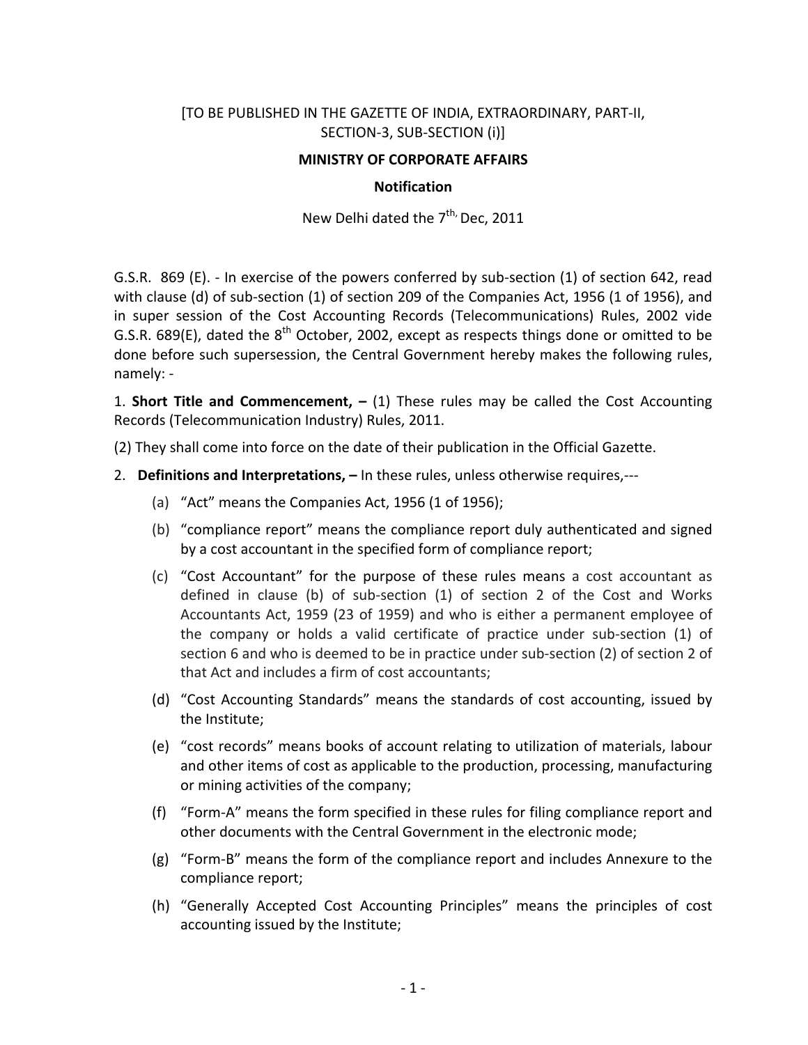[TO BE PUBLISHED IN THE GAZETTE OF INDIA, EXTRAORDINARY, PART-II, SECTION-3, SUB-SECTION (i)]

**MINISTRY OF CORPORATE AFFAIRS**

**Notification**

New Delhi dated the 7th, Dec, 2011

G.S.R. 869 (E). - In exercise of the powers conferred by sub-section (1) of section 642, read with clause (d) of sub-section (1) of section 209 of the Companies Act, 1956 (1 of 1956), and in super session of the Cost Accounting Records (Telecommunications) Rules, 2002 vide G.S.R. 689(E), dated the 8th October, 2002, except as respects things done or omitted to be done before such supersession, the Central Government hereby makes the following rules, namely: -

1. **Short Title and Commencement, –** (1) These rules may be called the Cost Accounting Records (Telecommunication Industry) Rules, 2011.

(2) They shall come into force on the date of their publication in the Official Gazette.

2. **Definitions and Interpretations, –** In these rules, unless otherwise requires,---

   (a) "Act" means the Companies Act, 1956 (1 of 1956);

   (b) "compliance report" means the compliance report duly authenticated and signed by a cost accountant in the specified form of compliance report;

   (c) "Cost Accountant" for the purpose of these rules means a cost accountant as defined in clause (b) of sub-section (1) of section 2 of the Cost and Works Accountants Act, 1959 (23 of 1959) and who is either a permanent employee of the company or holds a valid certificate of practice under sub-section (1) of section 6 and who is deemed to be in practice under sub-section (2) of section 2 of that Act and includes a firm of cost accountants;

   (d) "Cost Accounting Standards" means the standards of cost accounting, issued by the Institute;

   (e) "cost records" means books of account relating to utilization of materials, labour and other items of cost as applicable to the production, processing, manufacturing or mining activities of the company;

   (f) "Form-A" means the form specified in these rules for filing compliance report and other documents with the Central Government in the electronic mode;

   (g) "Form-B" means the form of the compliance report and includes Annexure to the compliance report;

   (h) "Generally Accepted Cost Accounting Principles" means the principles of cost accounting issued by the Institute;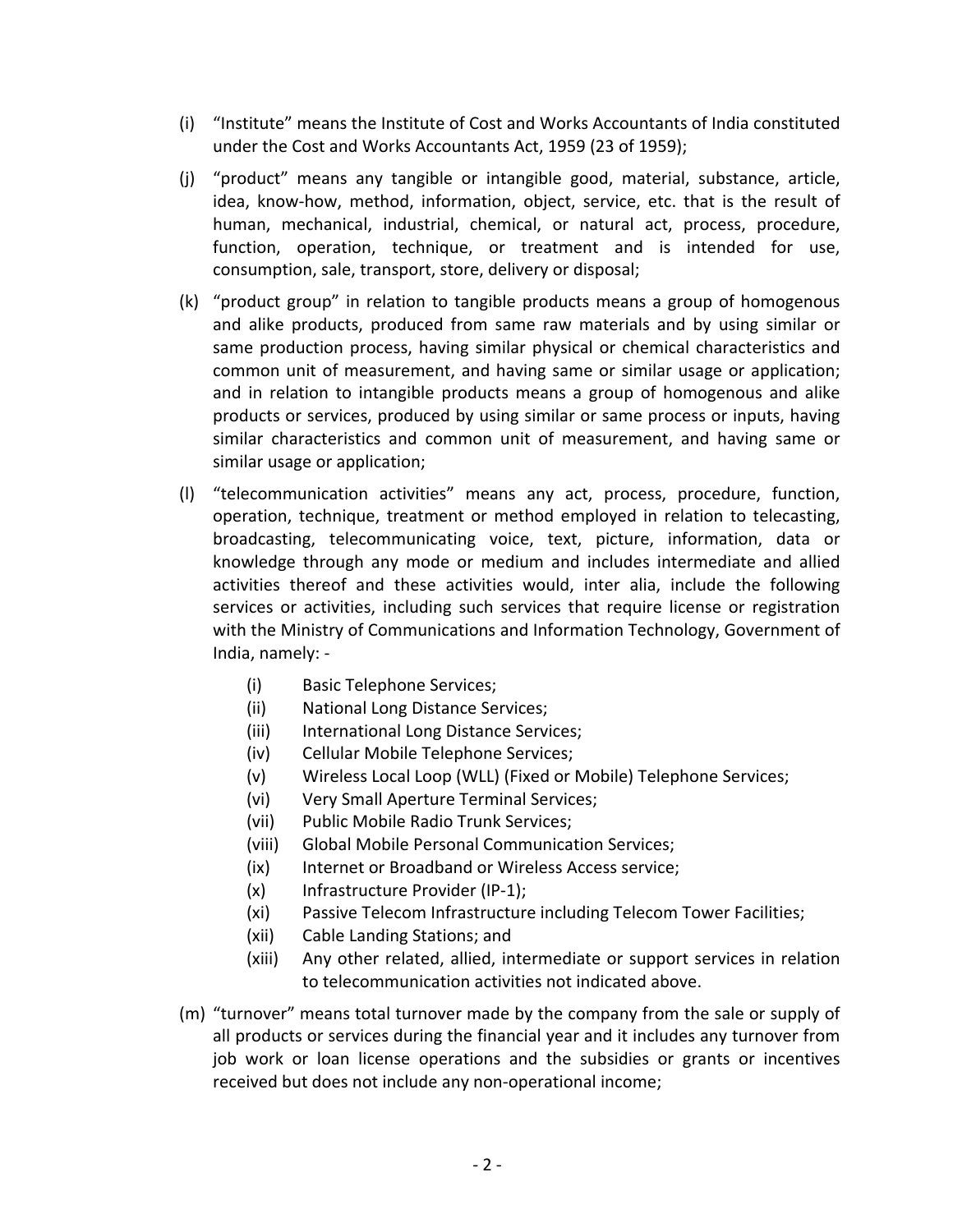(i) "Institute" means the Institute of Cost and Works Accountants of India constituted under the Cost and Works Accountants Act, 1959 (23 of 1959);

(j) "product" means any tangible or intangible good, material, substance, article, idea, know-how, method, information, object, service, etc. that is the result of human, mechanical, industrial, chemical, or natural act, process, procedure, function, operation, technique, or treatment and is intended for use, consumption, sale, transport, store, delivery or disposal;

(k) "product group" in relation to tangible products means a group of homogenous and alike products, produced from same raw materials and by using similar or same production process, having similar physical or chemical characteristics and common unit of measurement, and having same or similar usage or application; and in relation to intangible products means a group of homogenous and alike products or services, produced by using similar or same process or inputs, having similar characteristics and common unit of measurement, and having same or similar usage or application;

(l) "telecommunication activities" means any act, process, procedure, function, operation, technique, treatment or method employed in relation to telecasting, broadcasting, telecommunicating voice, text, picture, information, data or knowledge through any mode or medium and includes intermediate and allied activities thereof and these activities would, inter alia, include the following services or activities, including such services that require license or registration with the Ministry of Communications and Information Technology, Government of India, namely: -

   (i) Basic Telephone Services;
   (ii) National Long Distance Services;
   (iii) International Long Distance Services;
   (iv) Cellular Mobile Telephone Services;
   (v) Wireless Local Loop (WLL) (Fixed or Mobile) Telephone Services;
   (vi) Very Small Aperture Terminal Services;
   (vii) Public Mobile Radio Trunk Services;
   (viii) Global Mobile Personal Communication Services;
   (ix) Internet or Broadband or Wireless Access service;
   (x) Infrastructure Provider (IP-1);
   (xi) Passive Telecom Infrastructure including Telecom Tower Facilities;
   (xii) Cable Landing Stations; and
   (xiii) Any other related, allied, intermediate or support services in relation to telecommunication activities not indicated above.

(m) "turnover" means total turnover made by the company from the sale or supply of all products or services during the financial year and it includes any turnover from job work or loan license operations and the subsidies or grants or incentives received but does not include any non-operational income;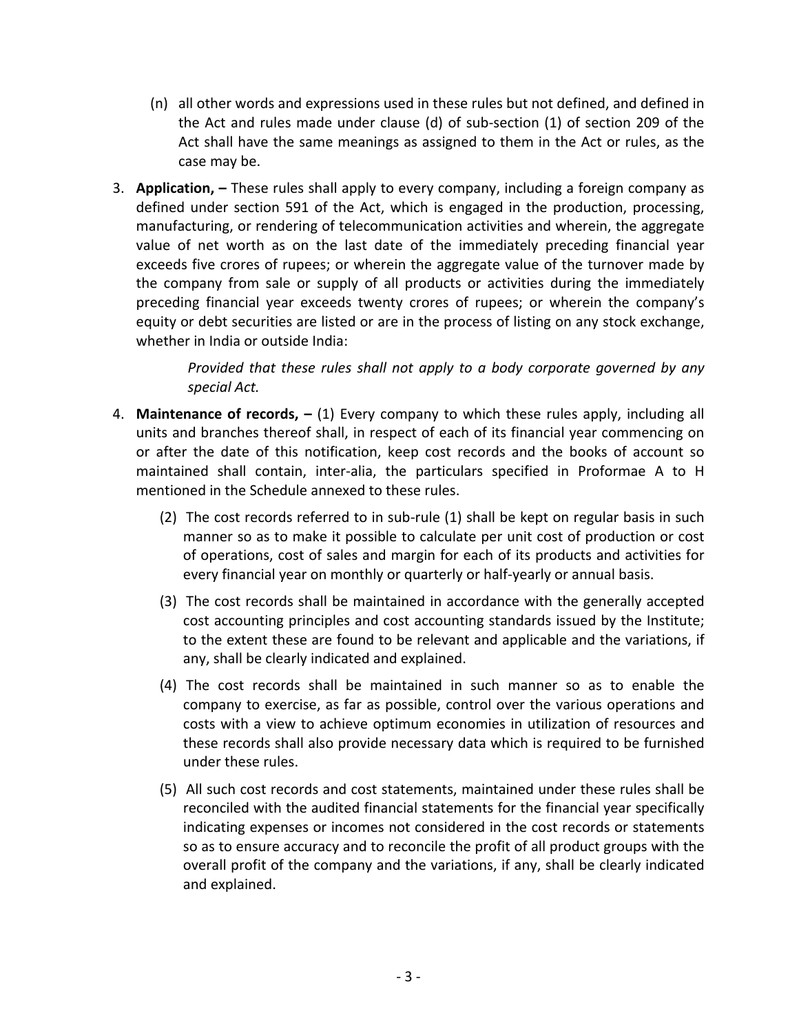(n) all other words and expressions used in these rules but not defined, and defined in the Act and rules made under clause (d) of sub-section (1) of section 209 of the Act shall have the same meanings as assigned to them in the Act or rules, as the case may be.

3. **Application, –** These rules shall apply to every company, including a foreign company as defined under section 591 of the Act, which is engaged in the production, processing, manufacturing, or rendering of telecommunication activities and wherein, the aggregate value of net worth as on the last date of the immediately preceding financial year exceeds five crores of rupees; or wherein the aggregate value of the turnover made by the company from sale or supply of all products or activities during the immediately preceding financial year exceeds twenty crores of rupees; or wherein the company's equity or debt securities are listed or are in the process of listing on any stock exchange, whether in India or outside India:

   *Provided that these rules shall not apply to a body corporate governed by any special Act.*

4. **Maintenance of records, –** (1) Every company to which these rules apply, including all units and branches thereof shall, in respect of each of its financial year commencing on or after the date of this notification, keep cost records and the books of account so maintained shall contain, inter-alia, the particulars specified in Proformae A to H mentioned in the Schedule annexed to these rules.

   (2) The cost records referred to in sub-rule (1) shall be kept on regular basis in such manner so as to make it possible to calculate per unit cost of production or cost of operations, cost of sales and margin for each of its products and activities for every financial year on monthly or quarterly or half-yearly or annual basis.

   (3) The cost records shall be maintained in accordance with the generally accepted cost accounting principles and cost accounting standards issued by the Institute; to the extent these are found to be relevant and applicable and the variations, if any, shall be clearly indicated and explained.

   (4) The cost records shall be maintained in such manner so as to enable the company to exercise, as far as possible, control over the various operations and costs with a view to achieve optimum economies in utilization of resources and these records shall also provide necessary data which is required to be furnished under these rules.

   (5) All such cost records and cost statements, maintained under these rules shall be reconciled with the audited financial statements for the financial year specifically indicating expenses or incomes not considered in the cost records or statements so as to ensure accuracy and to reconcile the profit of all product groups with the overall profit of the company and the variations, if any, shall be clearly indicated and explained.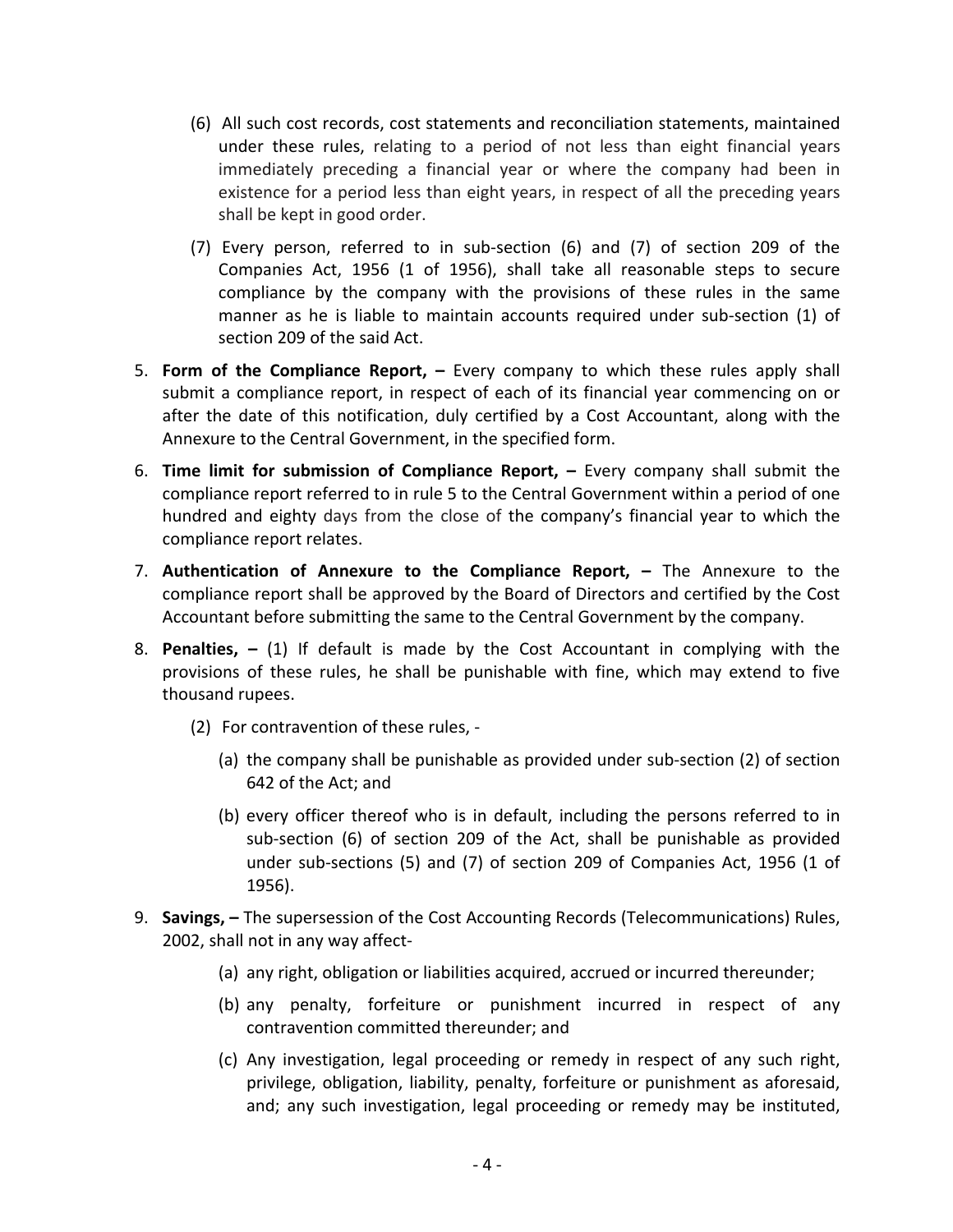(6) All such cost records, cost statements and reconciliation statements, maintained under these rules, relating to a period of not less than eight financial years immediately preceding a financial year or where the company had been in existence for a period less than eight years, in respect of all the preceding years shall be kept in good order.

(7) Every person, referred to in sub-section (6) and (7) of section 209 of the Companies Act, 1956 (1 of 1956), shall take all reasonable steps to secure compliance by the company with the provisions of these rules in the same manner as he is liable to maintain accounts required under sub-section (1) of section 209 of the said Act.

5. **Form of the Compliance Report, –** Every company to which these rules apply shall submit a compliance report, in respect of each of its financial year commencing on or after the date of this notification, duly certified by a Cost Accountant, along with the Annexure to the Central Government, in the specified form.

6. **Time limit for submission of Compliance Report, –** Every company shall submit the compliance report referred to in rule 5 to the Central Government within a period of one hundred and eighty days from the close of the company's financial year to which the compliance report relates.

7. **Authentication of Annexure to the Compliance Report, –** The Annexure to the compliance report shall be approved by the Board of Directors and certified by the Cost Accountant before submitting the same to the Central Government by the company.

8. **Penalties, –** (1) If default is made by the Cost Accountant in complying with the provisions of these rules, he shall be punishable with fine, which may extend to five thousand rupees.

   (2) For contravention of these rules, -

   (a) the company shall be punishable as provided under sub-section (2) of section 642 of the Act; and

   (b) every officer thereof who is in default, including the persons referred to in sub-section (6) of section 209 of the Act, shall be punishable as provided under sub-sections (5) and (7) of section 209 of Companies Act, 1956 (1 of 1956).

9. **Savings, –** The supersession of the Cost Accounting Records (Telecommunications) Rules, 2002, shall not in any way affect-

   (a) any right, obligation or liabilities acquired, accrued or incurred thereunder;

   (b) any penalty, forfeiture or punishment incurred in respect of any contravention committed thereunder; and

   (c) Any investigation, legal proceeding or remedy in respect of any such right, privilege, obligation, liability, penalty, forfeiture or punishment as aforesaid, and; any such investigation, legal proceeding or remedy may be instituted,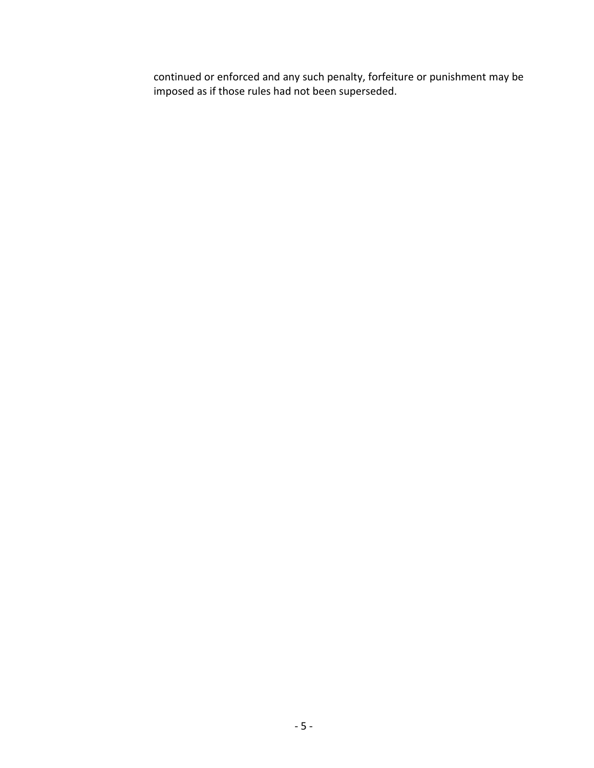continued or enforced and any such penalty, forfeiture or punishment may be imposed as if those rules had not been superseded.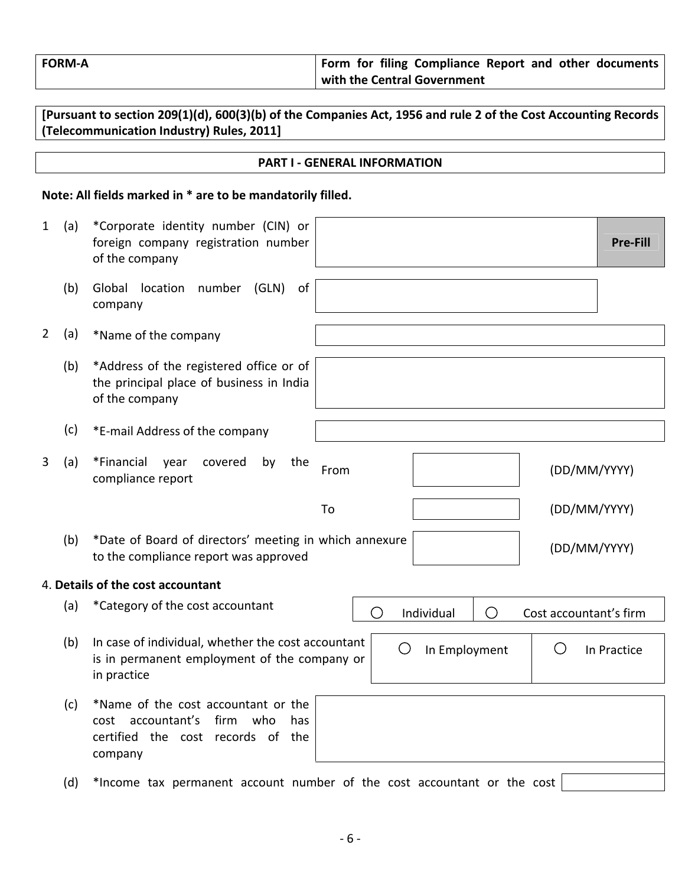| FORM-A | Form for filing Compliance Report and other documents with the Central Government |
|---|---|

**[Pursuant to section 209(1)(d), 600(3)(b) of the Companies Act, 1956 and rule 2 of the Cost Accounting Records (Telecommunication Industry) Rules, 2011]**

## PART I - GENERAL INFORMATION

**Note: All fields marked in * are to be mandatorily filled.**

1 (a) *Corporate identity number (CIN) or foreign company registration number of the company | | **Pre-Fill**

(b) Global location number (GLN) of company

2 (a) *Name of the company

(b) *Address of the registered office or of the principal place of business in India of the company

(c) *E-mail Address of the company

3 (a) *Financial year covered by the compliance report

From | | (DD/MM/YYYY)

To | | (DD/MM/YYYY)

(b) *Date of Board of directors' meeting in which annexure to the compliance report was approved | | (DD/MM/YYYY)

4. **Details of the cost accountant**

(a) *Category of the cost accountant ○ Individual ○ Cost accountant's firm

(b) In case of individual, whether the cost accountant is in permanent employment of the company or in practice ○ In Employment ○ In Practice

(c) *Name of the cost accountant or the cost accountant's firm who has certified the cost records of the company

(d) *Income tax permanent account number of the cost accountant or the cost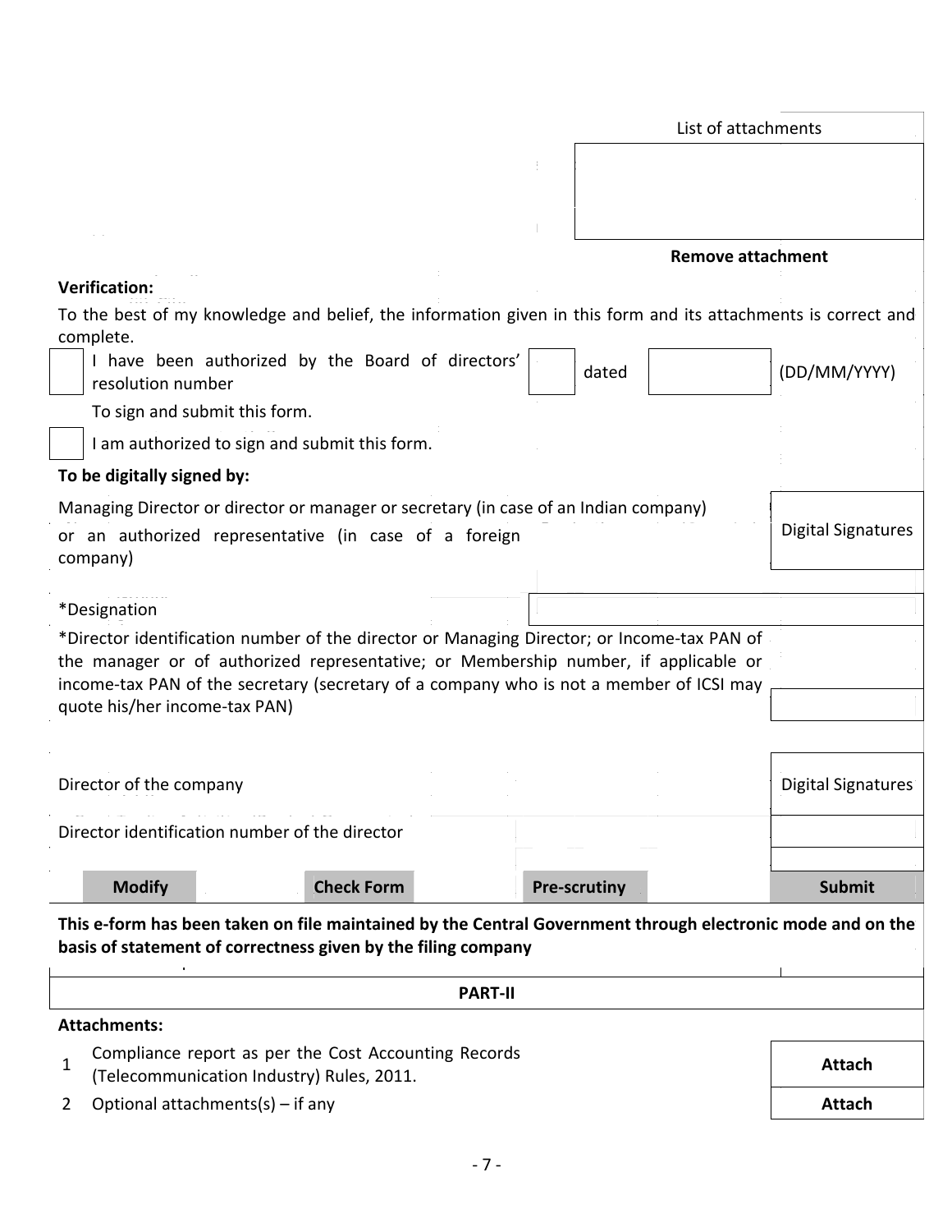List of attachments

**Remove attachment**

**Verification:**

To the best of my knowledge and belief, the information given in this form and its attachments is correct and complete.

☐ I have been authorized by the Board of directors' resolution number ☐ dated ☐ (DD/MM/YYYY)

To sign and submit this form.

☐ I am authorized to sign and submit this form.

**To be digitally signed by:**

Managing Director or director or manager or secretary (in case of an Indian company) or an authorized representative (in case of a foreign company) — Digital Signatures

*Designation

*Director identification number of the director or Managing Director; or Income-tax PAN of the manager or of authorized representative; or Membership number, if applicable or income-tax PAN of the secretary (secretary of a company who is not a member of ICSI may quote his/her income-tax PAN)

Director of the company — Digital Signatures

Director identification number of the director

**Modify** | **Check Form** | **Pre-scrutiny** | **Submit**

**This e-form has been taken on file maintained by the Central Government through electronic mode and on the basis of statement of correctness given by the filing company**

## PART-II

**Attachments:**

| | | |
|---|---|---|
| 1 | Compliance report as per the Cost Accounting Records (Telecommunication Industry) Rules, 2011. | **Attach** |
| 2 | Optional attachments(s) – if any | **Attach** |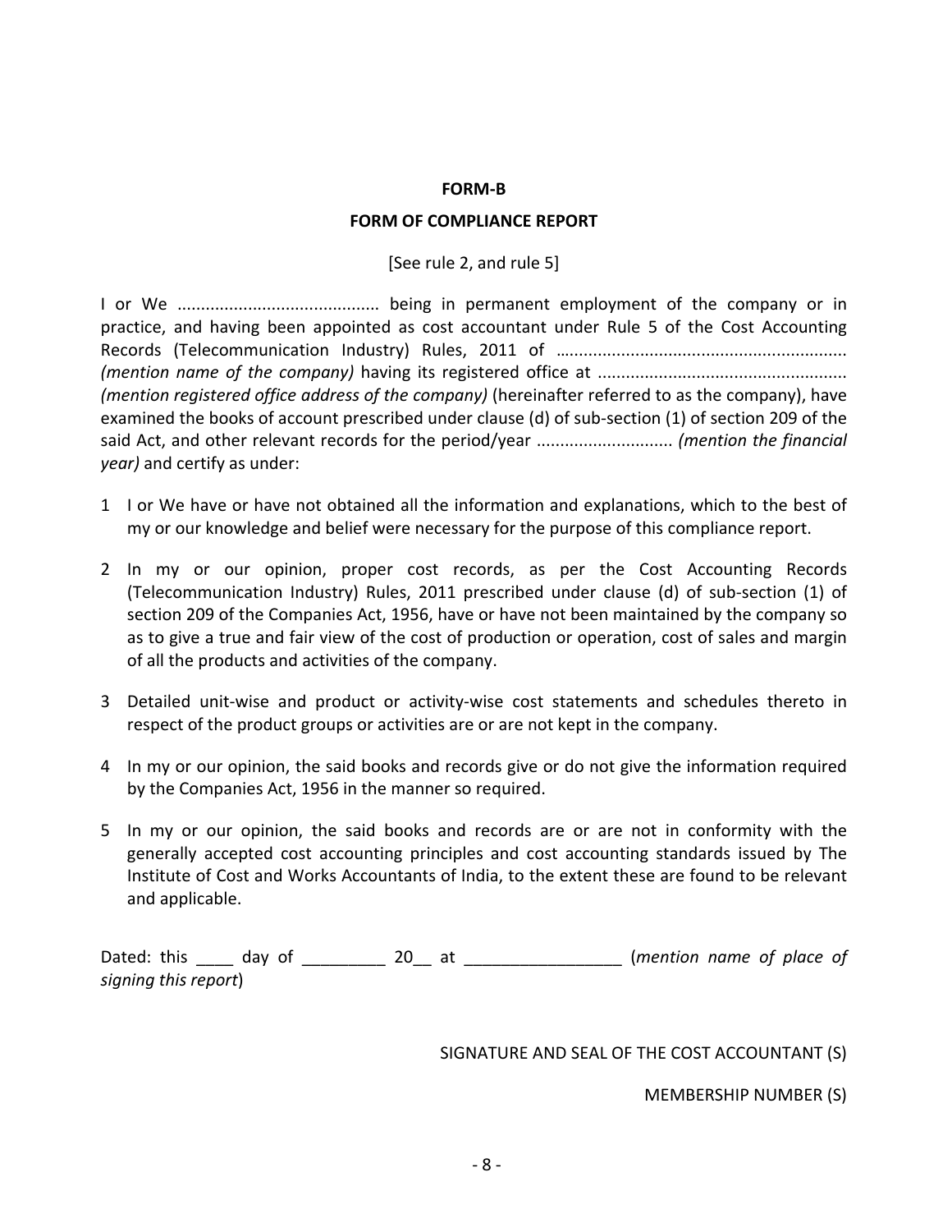**FORM-B**

**FORM OF COMPLIANCE REPORT**

[See rule 2, and rule 5]

I or We .......................................... being in permanent employment of the company or in practice, and having been appointed as cost accountant under Rule 5 of the Cost Accounting Records (Telecommunication Industry) Rules, 2011 of ............................................................ *(mention name of the company)* having its registered office at .................................................... *(mention registered office address of the company)* (hereinafter referred to as the company), have examined the books of account prescribed under clause (d) of sub-section (1) of section 209 of the said Act, and other relevant records for the period/year ............................ *(mention the financial year)* and certify as under:

1. I or We have or have not obtained all the information and explanations, which to the best of my or our knowledge and belief were necessary for the purpose of this compliance report.
2. In my or our opinion, proper cost records, as per the Cost Accounting Records (Telecommunication Industry) Rules, 2011 prescribed under clause (d) of sub-section (1) of section 209 of the Companies Act, 1956, have or have not been maintained by the company so as to give a true and fair view of the cost of production or operation, cost of sales and margin of all the products and activities of the company.
3. Detailed unit-wise and product or activity-wise cost statements and schedules thereto in respect of the product groups or activities are or are not kept in the company.
4. In my or our opinion, the said books and records give or do not give the information required by the Companies Act, 1956 in the manner so required.
5. In my or our opinion, the said books and records are or are not in conformity with the generally accepted cost accounting principles and cost accounting standards issued by The Institute of Cost and Works Accountants of India, to the extent these are found to be relevant and applicable.

Dated: this ____ day of _________ 20__ at ________________ (*mention name of place of signing this report*)

SIGNATURE AND SEAL OF THE COST ACCOUNTANT (S)

MEMBERSHIP NUMBER (S)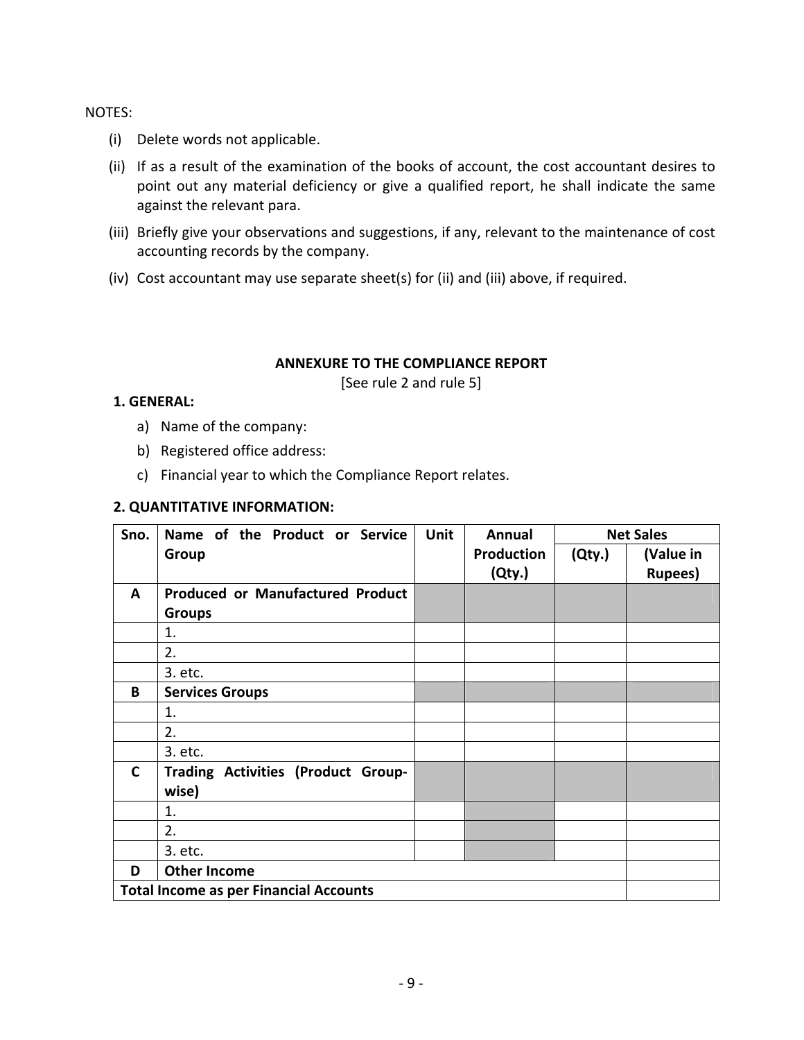NOTES:

(i) Delete words not applicable.

(ii) If as a result of the examination of the books of account, the cost accountant desires to point out any material deficiency or give a qualified report, he shall indicate the same against the relevant para.

(iii) Briefly give your observations and suggestions, if any, relevant to the maintenance of cost accounting records by the company.

(iv) Cost accountant may use separate sheet(s) for (ii) and (iii) above, if required.

## ANNEXURE TO THE COMPLIANCE REPORT

[See rule 2 and rule 5]

### 1. GENERAL:

a) Name of the company:

b) Registered office address:

c) Financial year to which the Compliance Report relates.

### 2. QUANTITATIVE INFORMATION:

| Sno. | Name of the Product or Service Group | Unit | Annual Production (Qty.) | Net Sales | |
|---|---|---|---|---|---|
| | | | | (Qty.) | (Value in Rupees) |
| **A** | **Produced or Manufactured Product Groups** | | | | |
| | 1. | | | | |
| | 2. | | | | |
| | 3. etc. | | | | |
| **B** | **Services Groups** | | | | |
| | 1. | | | | |
| | 2. | | | | |
| | 3. etc. | | | | |
| **C** | **Trading Activities (Product Group-wise)** | | | | |
| | 1. | | | | |
| | 2. | | | | |
| | 3. etc. | | | | |
| **D** | **Other Income** | | | | |
| **Total Income as per Financial Accounts** | | | | | |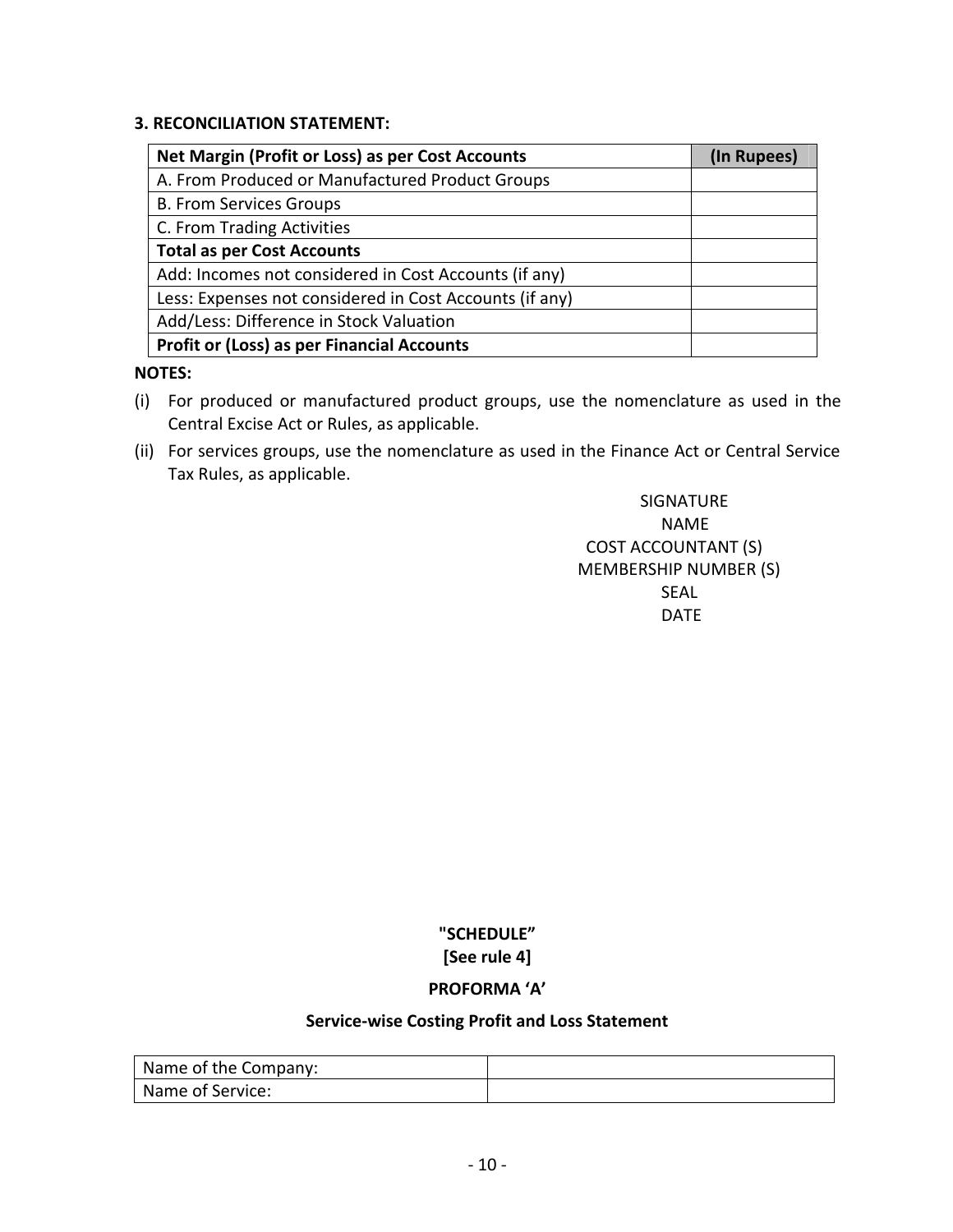**3. RECONCILIATION STATEMENT:**

| **Net Margin (Profit or Loss) as per Cost Accounts** | **(In Rupees)** |
|---|---|
| A. From Produced or Manufactured Product Groups | |
| B. From Services Groups | |
| C. From Trading Activities | |
| **Total as per Cost Accounts** | |
| Add: Incomes not considered in Cost Accounts (if any) | |
| Less: Expenses not considered in Cost Accounts (if any) | |
| Add/Less: Difference in Stock Valuation | |
| **Profit or (Loss) as per Financial Accounts** | |

**NOTES:**

(i) For produced or manufactured product groups, use the nomenclature as used in the Central Excise Act or Rules, as applicable.

(ii) For services groups, use the nomenclature as used in the Finance Act or Central Service Tax Rules, as applicable.

SIGNATURE
NAME
COST ACCOUNTANT (S)
MEMBERSHIP NUMBER (S)
SEAL
DATE

**"SCHEDULE"**
**[See rule 4]**

**PROFORMA 'A'**

**Service-wise Costing Profit and Loss Statement**

| | |
|---|---|
| Name of the Company: | |
| Name of Service: | |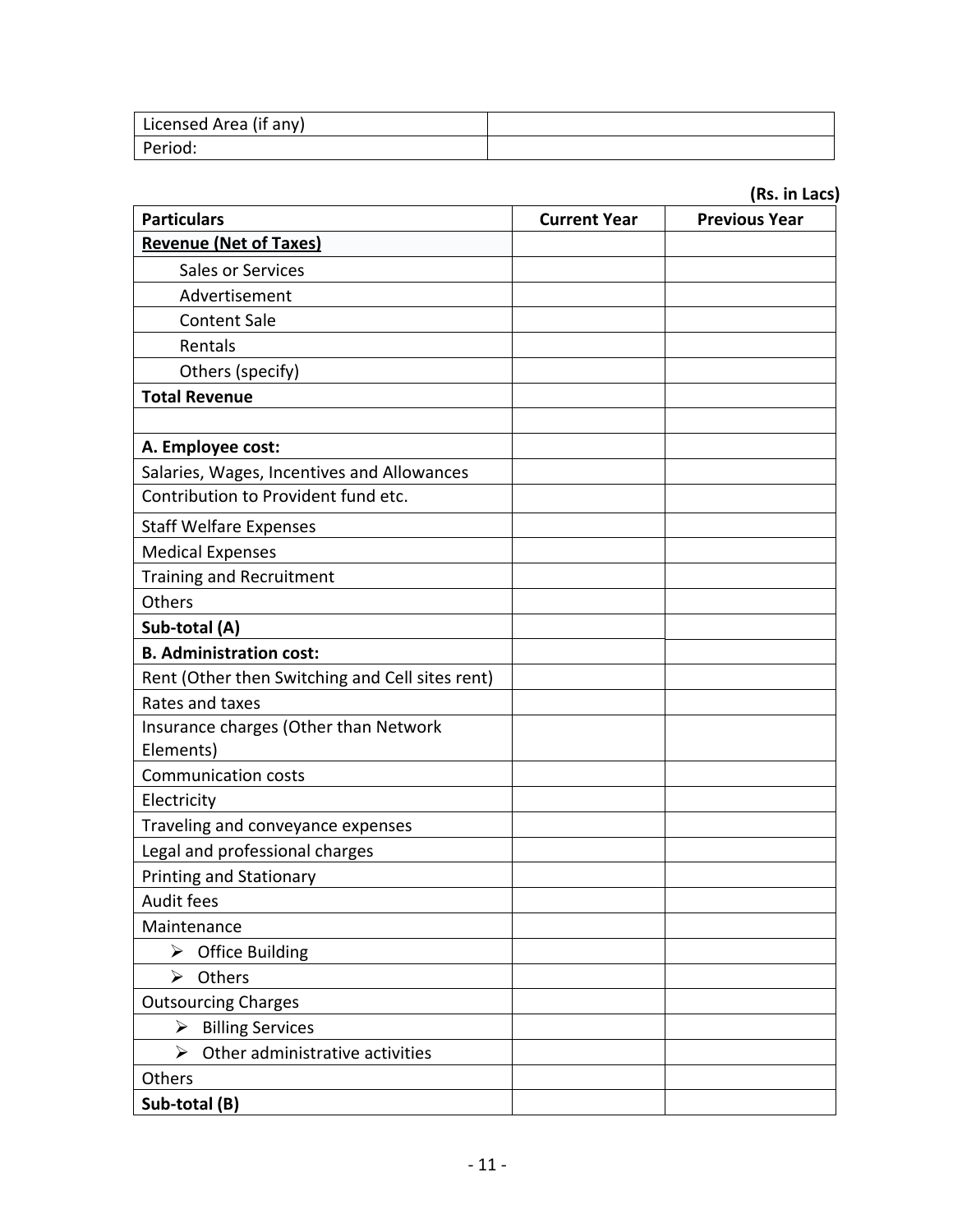| | |
|---|---|
| Licensed Area (if any) | |
| Period: | |

**(Rs. in Lacs)**

| Particulars | Current Year | Previous Year |
|---|---|---|
| **<u>Revenue (Net of Taxes)</u>** | | |
| Sales or Services | | |
| Advertisement | | |
| Content Sale | | |
| Rentals | | |
| Others (specify) | | |
| **Total Revenue** | | |
| | | |
| **A. Employee cost:** | | |
| Salaries, Wages, Incentives and Allowances | | |
| Contribution to Provident fund etc. | | |
| Staff Welfare Expenses | | |
| Medical Expenses | | |
| Training and Recruitment | | |
| Others | | |
| **Sub-total (A)** | | |
| **B. Administration cost:** | | |
| Rent (Other then Switching and Cell sites rent) | | |
| Rates and taxes | | |
| Insurance charges (Other than Network Elements) | | |
| Communication costs | | |
| Electricity | | |
| Traveling and conveyance expenses | | |
| Legal and professional charges | | |
| Printing and Stationary | | |
| Audit fees | | |
| Maintenance | | |
| ➢ Office Building | | |
| ➢ Others | | |
| Outsourcing Charges | | |
| ➢ Billing Services | | |
| ➢ Other administrative activities | | |
| Others | | |
| **Sub-total (B)** | | |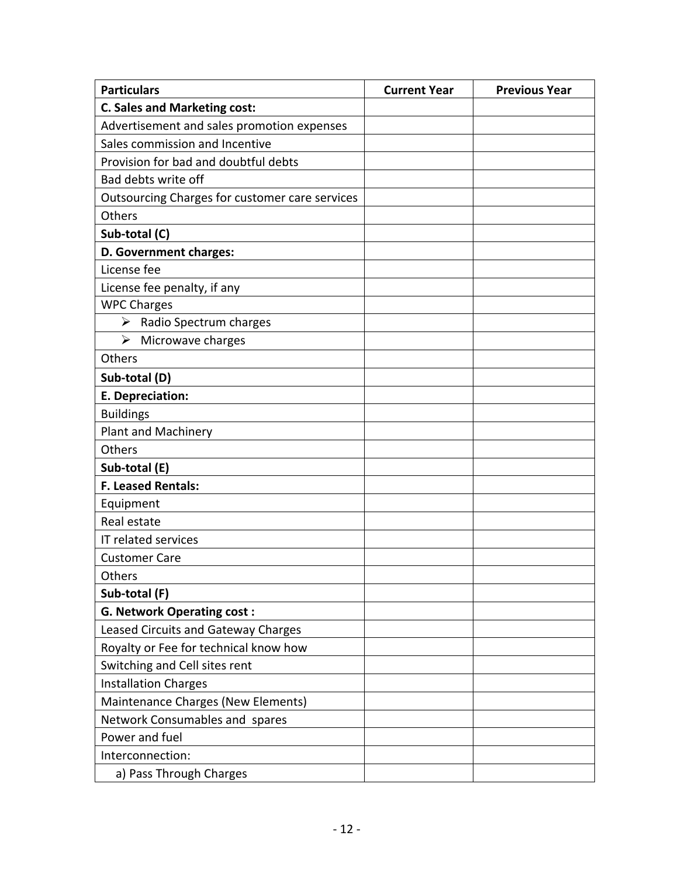| **Particulars** | **Current Year** | **Previous Year** |
|---|---|---|
| **C. Sales and Marketing cost:** | | |
| Advertisement and sales promotion expenses | | |
| Sales commission and Incentive | | |
| Provision for bad and doubtful debts | | |
| Bad debts write off | | |
| Outsourcing Charges for customer care services | | |
| Others | | |
| **Sub-total (C)** | | |
| **D. Government charges:** | | |
| License fee | | |
| License fee penalty, if any | | |
| WPC Charges | | |
| ➢ Radio Spectrum charges | | |
| ➢ Microwave charges | | |
| Others | | |
| **Sub-total (D)** | | |
| **E. Depreciation:** | | |
| Buildings | | |
| Plant and Machinery | | |
| Others | | |
| **Sub-total (E)** | | |
| **F. Leased Rentals:** | | |
| Equipment | | |
| Real estate | | |
| IT related services | | |
| Customer Care | | |
| Others | | |
| **Sub-total (F)** | | |
| **G. Network Operating cost :** | | |
| Leased Circuits and Gateway Charges | | |
| Royalty or Fee for technical know how | | |
| Switching and Cell sites rent | | |
| Installation Charges | | |
| Maintenance Charges (New Elements) | | |
| Network Consumables and spares | | |
| Power and fuel | | |
| Interconnection: | | |
| a) Pass Through Charges | | |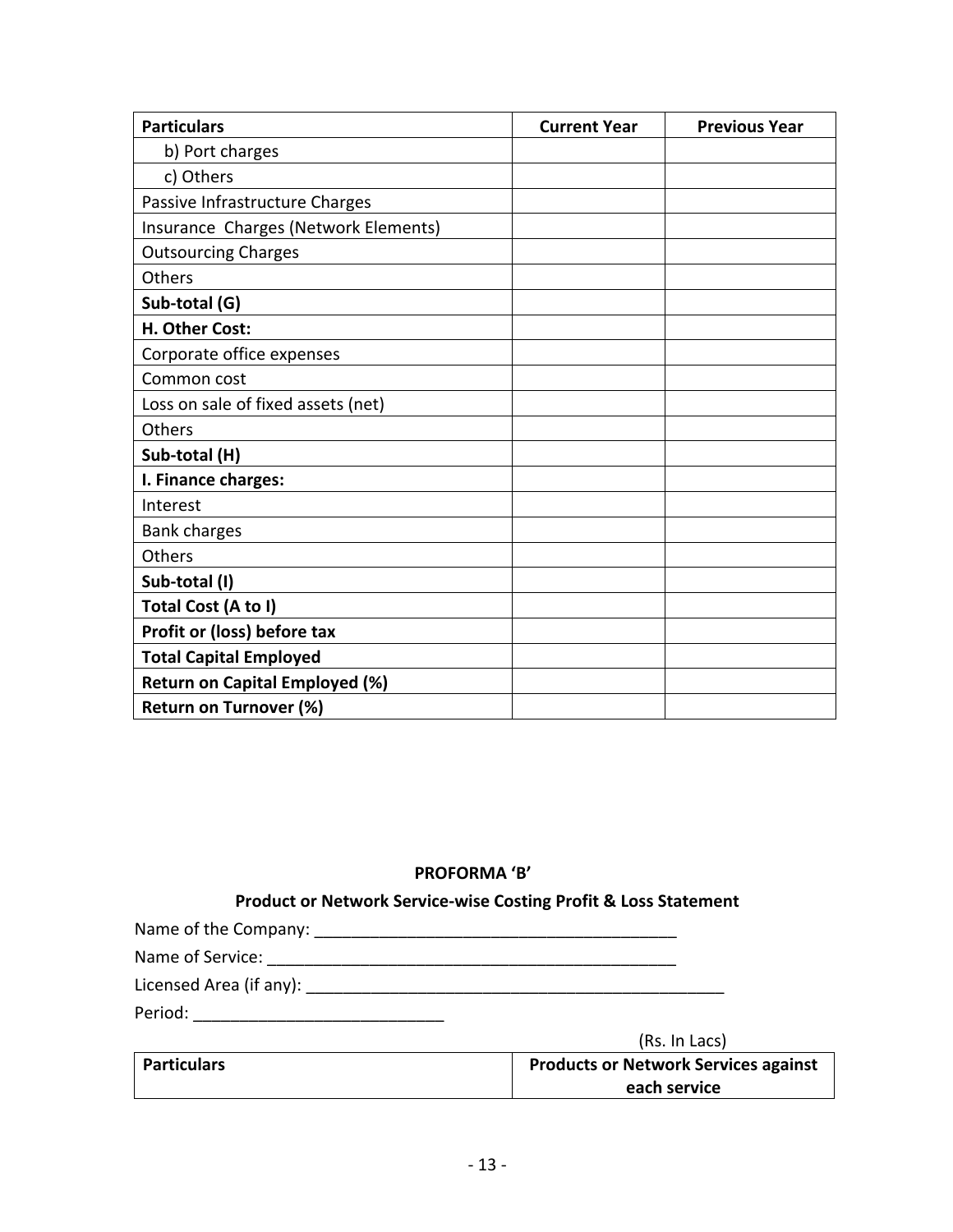| Particulars | Current Year | Previous Year |
|---|---|---|
| b) Port charges | | |
| c) Others | | |
| Passive Infrastructure Charges | | |
| Insurance Charges (Network Elements) | | |
| Outsourcing Charges | | |
| Others | | |
| **Sub-total (G)** | | |
| **H. Other Cost:** | | |
| Corporate office expenses | | |
| Common cost | | |
| Loss on sale of fixed assets (net) | | |
| Others | | |
| **Sub-total (H)** | | |
| **I. Finance charges:** | | |
| Interest | | |
| Bank charges | | |
| Others | | |
| **Sub-total (I)** | | |
| **Total Cost (A to I)** | | |
| **Profit or (loss) before tax** | | |
| **Total Capital Employed** | | |
| **Return on Capital Employed (%)** | | |
| **Return on Turnover (%)** | | |

**PROFORMA 'B'**

**Product or Network Service-wise Costing Profit & Loss Statement**

Name of the Company: ________________________________________

Name of Service: ____________________________________________

Licensed Area (if any): ______________________________________________

Period: ___________________________

(Rs. In Lacs)

| Particulars | Products or Network Services against each service |
|---|---|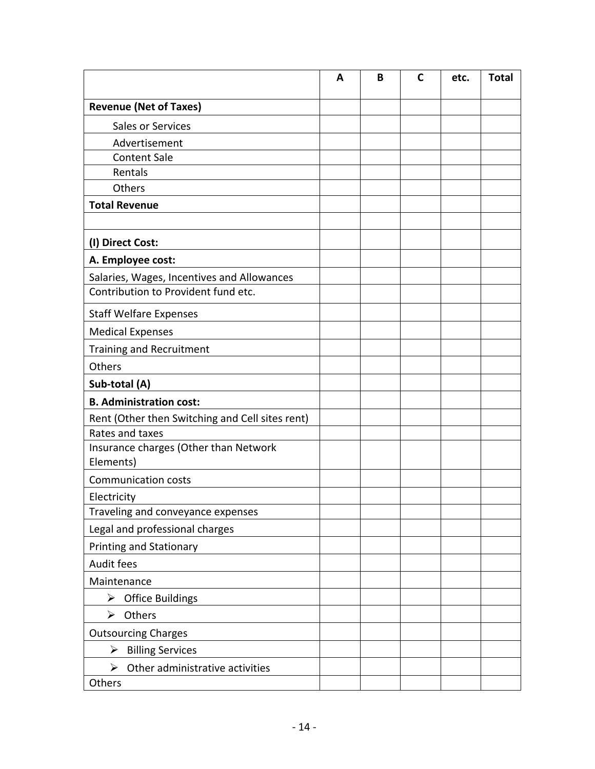| | A | B | C | etc. | Total |
|---|---|---|---|---|---|
| **Revenue (Net of Taxes)** | | | | | |
| Sales or Services | | | | | |
| Advertisement | | | | | |
| Content Sale | | | | | |
| Rentals | | | | | |
| Others | | | | | |
| **Total Revenue** | | | | | |
| | | | | | |
| **(I) Direct Cost:** | | | | | |
| **A. Employee cost:** | | | | | |
| Salaries, Wages, Incentives and Allowances | | | | | |
| Contribution to Provident fund etc. | | | | | |
| Staff Welfare Expenses | | | | | |
| Medical Expenses | | | | | |
| Training and Recruitment | | | | | |
| Others | | | | | |
| **Sub-total (A)** | | | | | |
| **B. Administration cost:** | | | | | |
| Rent (Other then Switching and Cell sites rent) | | | | | |
| Rates and taxes | | | | | |
| Insurance charges (Other than Network Elements) | | | | | |
| Communication costs | | | | | |
| Electricity | | | | | |
| Traveling and conveyance expenses | | | | | |
| Legal and professional charges | | | | | |
| Printing and Stationary | | | | | |
| Audit fees | | | | | |
| Maintenance | | | | | |
| ➢ Office Buildings | | | | | |
| ➢ Others | | | | | |
| Outsourcing Charges | | | | | |
| ➢ Billing Services | | | | | |
| ➢ Other administrative activities | | | | | |
| Others | | | | | |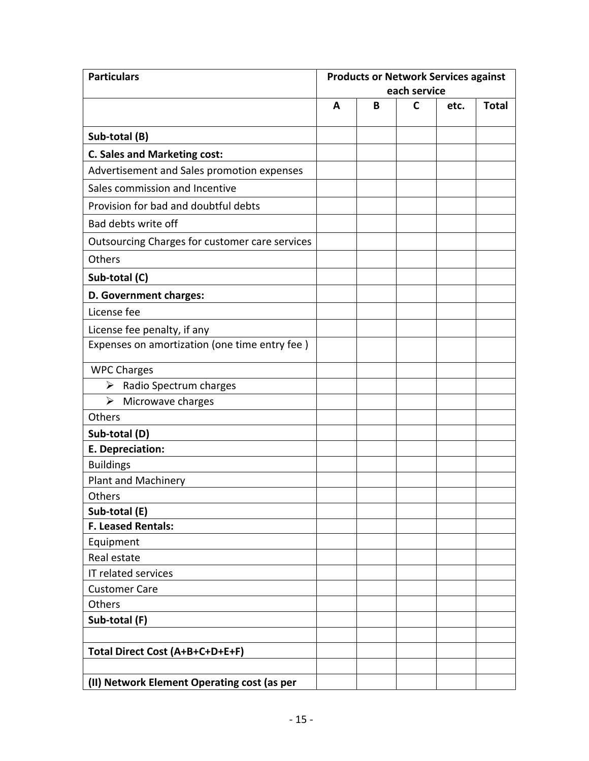| Particulars | Products or Network Services against each service | | | | |
|---|---|---|---|---|---|
| | A | B | C | etc. | Total |
| **Sub-total (B)** | | | | | |
| **C. Sales and Marketing cost:** | | | | | |
| Advertisement and Sales promotion expenses | | | | | |
| Sales commission and Incentive | | | | | |
| Provision for bad and doubtful debts | | | | | |
| Bad debts write off | | | | | |
| Outsourcing Charges for customer care services | | | | | |
| Others | | | | | |
| **Sub-total (C)** | | | | | |
| **D. Government charges:** | | | | | |
| License fee | | | | | |
| License fee penalty, if any | | | | | |
| Expenses on amortization (one time entry fee ) | | | | | |
| WPC Charges | | | | | |
| ➢ Radio Spectrum charges | | | | | |
| ➢ Microwave charges | | | | | |
| Others | | | | | |
| **Sub-total (D)** | | | | | |
| **E. Depreciation:** | | | | | |
| Buildings | | | | | |
| Plant and Machinery | | | | | |
| Others | | | | | |
| **Sub-total (E)** | | | | | |
| **F. Leased Rentals:** | | | | | |
| Equipment | | | | | |
| Real estate | | | | | |
| IT related services | | | | | |
| Customer Care | | | | | |
| Others | | | | | |
| **Sub-total (F)** | | | | | |
| | | | | | |
| **Total Direct Cost (A+B+C+D+E+F)** | | | | | |
| | | | | | |
| **(II) Network Element Operating cost (as per** | | | | | |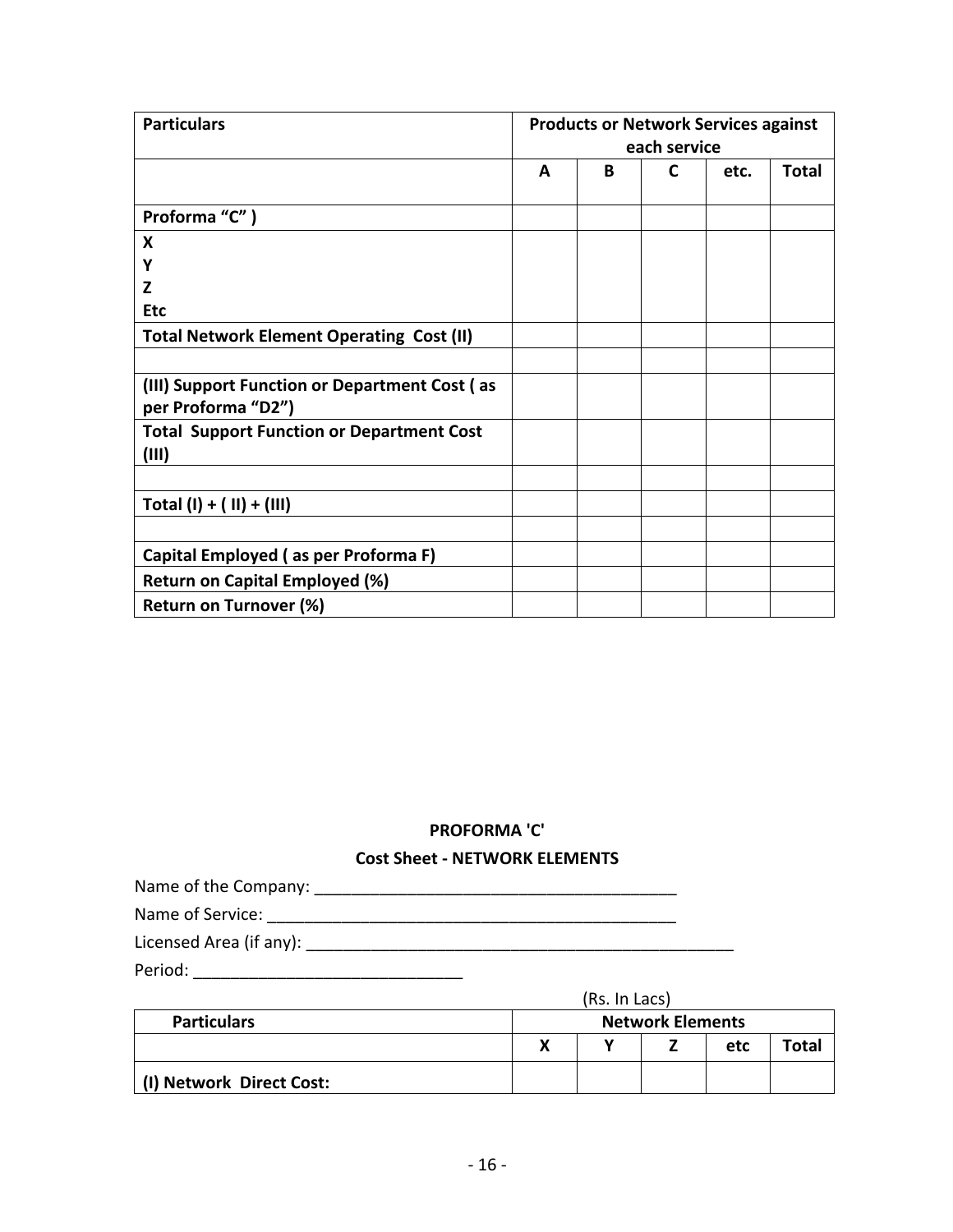| Particulars | Products or Network Services against each service | | | | |
|---|---|---|---|---|---|
| | A | B | C | etc. | Total |
| **Proforma "C" )** | | | | | |
| **X**<br>**Y**<br>**Z**<br>**Etc** | | | | | |
| **Total Network Element Operating Cost (II)** | | | | | |
| | | | | | |
| **(III) Support Function or Department Cost ( as per Proforma "D2")** | | | | | |
| **Total Support Function or Department Cost (III)** | | | | | |
| | | | | | |
| **Total (I) + ( II) + (III)** | | | | | |
| | | | | | |
| **Capital Employed ( as per Proforma F)** | | | | | |
| **Return on Capital Employed (%)** | | | | | |
| **Return on Turnover (%)** | | | | | |

## PROFORMA 'C'

### Cost Sheet - NETWORK ELEMENTS

Name of the Company: _______________________________________

Name of Service: _____________________________________________

Licensed Area (if any): ________________________________________________

Period: _____________________________

(Rs. In Lacs)

| Particulars | Network Elements | | | | |
|---|---|---|---|---|---|
| | X | Y | Z | etc | Total |
| **(I) Network Direct Cost:** | | | | | |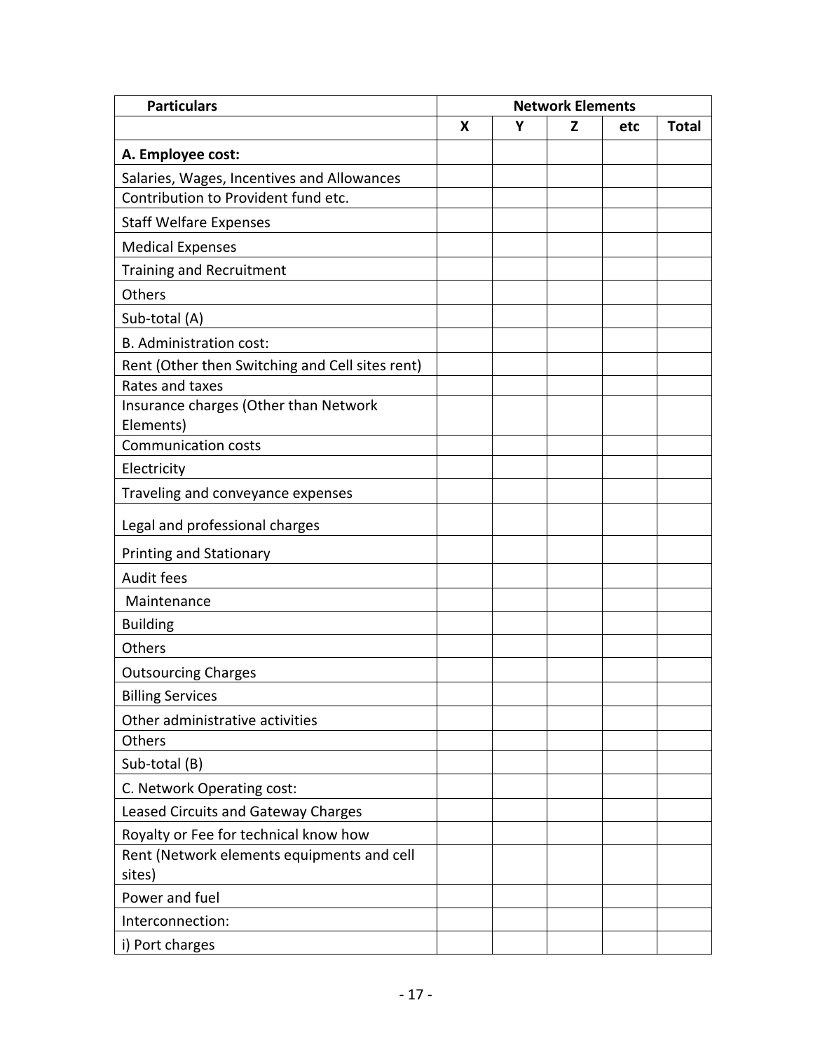| Particulars | Network Elements | | | | |
|---|---|---|---|---|---|
| | **X** | **Y** | **Z** | **etc** | **Total** |
| **A. Employee cost:** | | | | | |
| Salaries, Wages, Incentives and Allowances | | | | | |
| Contribution to Provident fund etc. | | | | | |
| Staff Welfare Expenses | | | | | |
| Medical Expenses | | | | | |
| Training and Recruitment | | | | | |
| Others | | | | | |
| Sub-total (A) | | | | | |
| B. Administration cost: | | | | | |
| Rent (Other then Switching and Cell sites rent) | | | | | |
| Rates and taxes | | | | | |
| Insurance charges (Other than Network Elements) | | | | | |
| Communication costs | | | | | |
| Electricity | | | | | |
| Traveling and conveyance expenses | | | | | |
| Legal and professional charges | | | | | |
| Printing and Stationary | | | | | |
| Audit fees | | | | | |
| Maintenance | | | | | |
| Building | | | | | |
| Others | | | | | |
| Outsourcing Charges | | | | | |
| Billing Services | | | | | |
| Other administrative activities | | | | | |
| Others | | | | | |
| Sub-total (B) | | | | | |
| C. Network Operating cost: | | | | | |
| Leased Circuits and Gateway Charges | | | | | |
| Royalty or Fee for technical know how | | | | | |
| Rent (Network elements equipments and cell sites) | | | | | |
| Power and fuel | | | | | |
| Interconnection: | | | | | |
| i) Port charges | | | | | |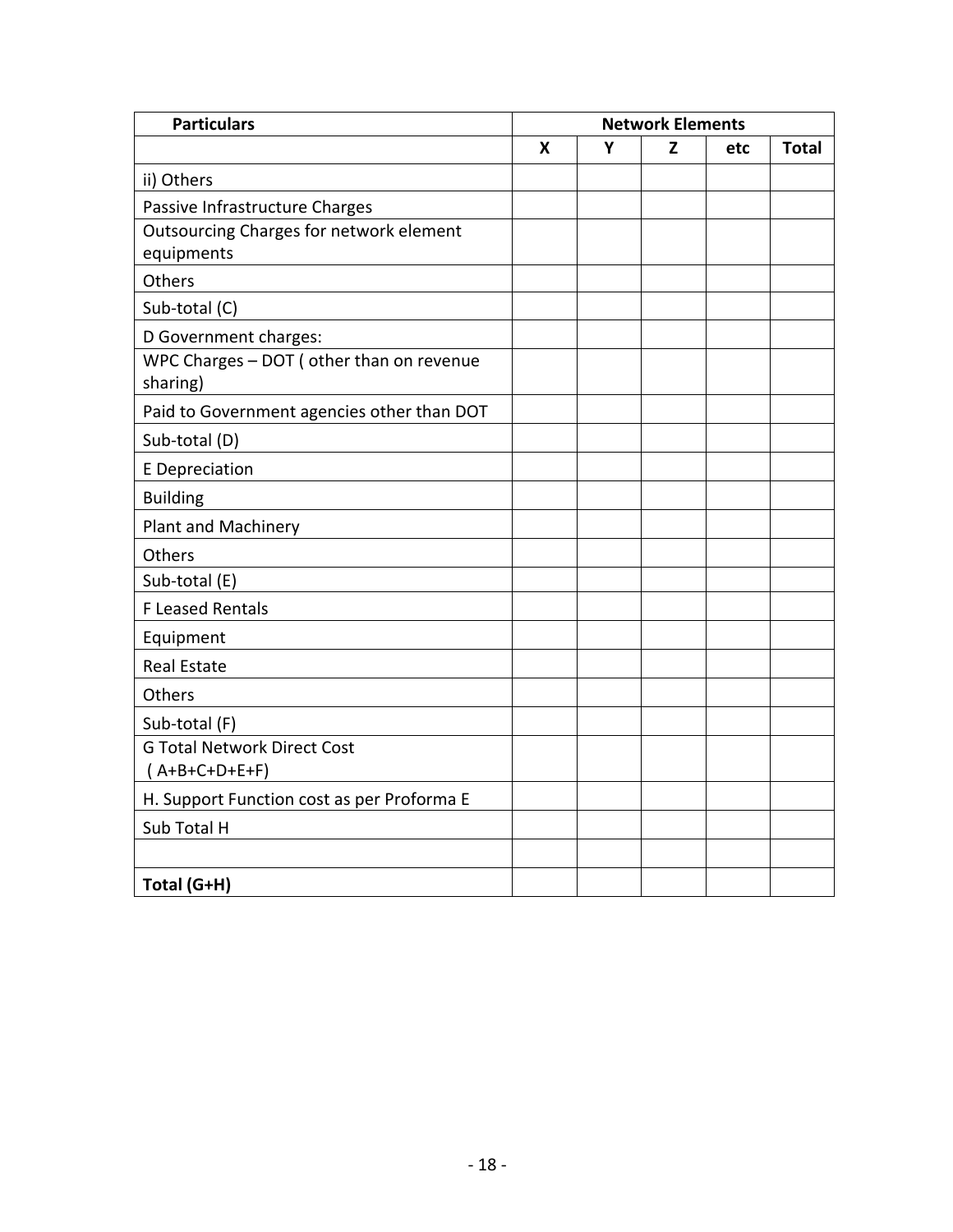| Particulars | Network Elements | | | | |
| --- | --- | --- | --- | --- | --- |
| | **X** | **Y** | **Z** | **etc** | **Total** |
| ii) Others | | | | | |
| Passive Infrastructure Charges | | | | | |
| Outsourcing Charges for network element equipments | | | | | |
| Others | | | | | |
| Sub-total (C) | | | | | |
| D Government charges: | | | | | |
| WPC Charges – DOT ( other than on revenue sharing) | | | | | |
| Paid to Government agencies other than DOT | | | | | |
| Sub-total (D) | | | | | |
| E Depreciation | | | | | |
| Building | | | | | |
| Plant and Machinery | | | | | |
| Others | | | | | |
| Sub-total (E) | | | | | |
| F Leased Rentals | | | | | |
| Equipment | | | | | |
| Real Estate | | | | | |
| Others | | | | | |
| Sub-total (F) | | | | | |
| G Total Network Direct Cost ( A+B+C+D+E+F) | | | | | |
| H. Support Function cost as per Proforma E | | | | | |
| Sub Total H | | | | | |
| | | | | | |
| **Total (G+H)** | | | | | |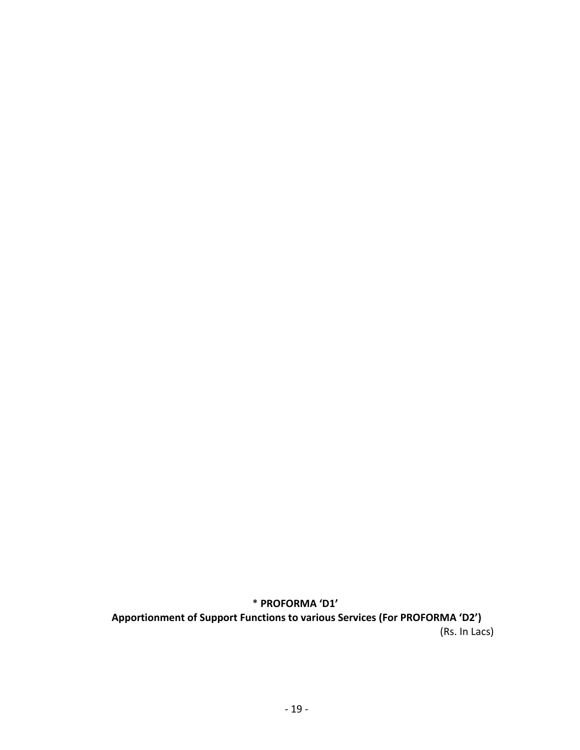\* **PROFORMA 'D1'**

**Apportionment of Support Functions to various Services (For PROFORMA 'D2')**

(Rs. In Lacs)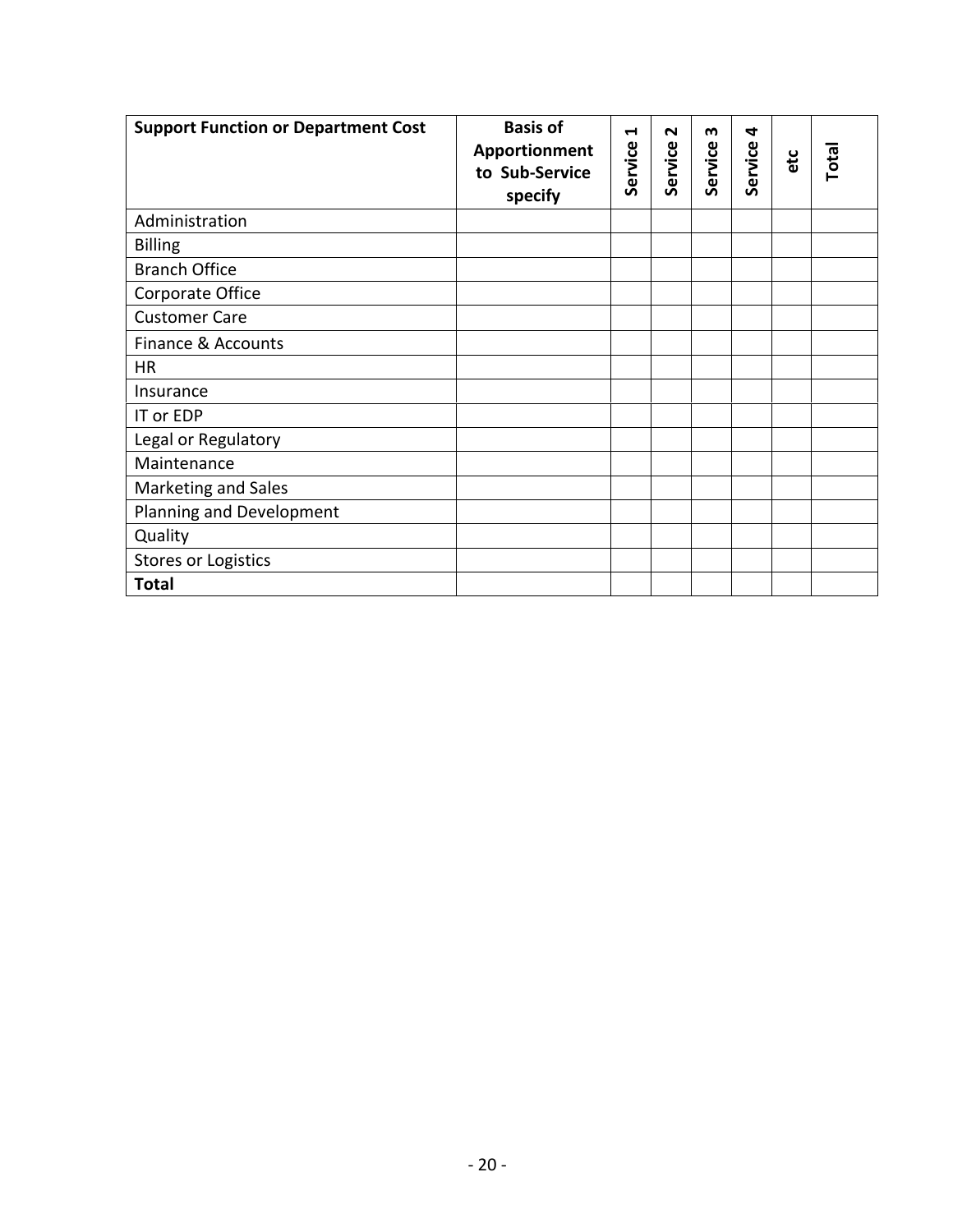| **Support Function or Department Cost** | **Basis of Apportionment to Sub-Service specify** | **Service 1** | **Service 2** | **Service 3** | **Service 4** | **etc** | **Total** |
|---|---|---|---|---|---|---|---|
| Administration | | | | | | | |
| Billing | | | | | | | |
| Branch Office | | | | | | | |
| Corporate Office | | | | | | | |
| Customer Care | | | | | | | |
| Finance & Accounts | | | | | | | |
| HR | | | | | | | |
| Insurance | | | | | | | |
| IT or EDP | | | | | | | |
| Legal or Regulatory | | | | | | | |
| Maintenance | | | | | | | |
| Marketing and Sales | | | | | | | |
| Planning and Development | | | | | | | |
| Quality | | | | | | | |
| Stores or Logistics | | | | | | | |
| **Total** | | | | | | | |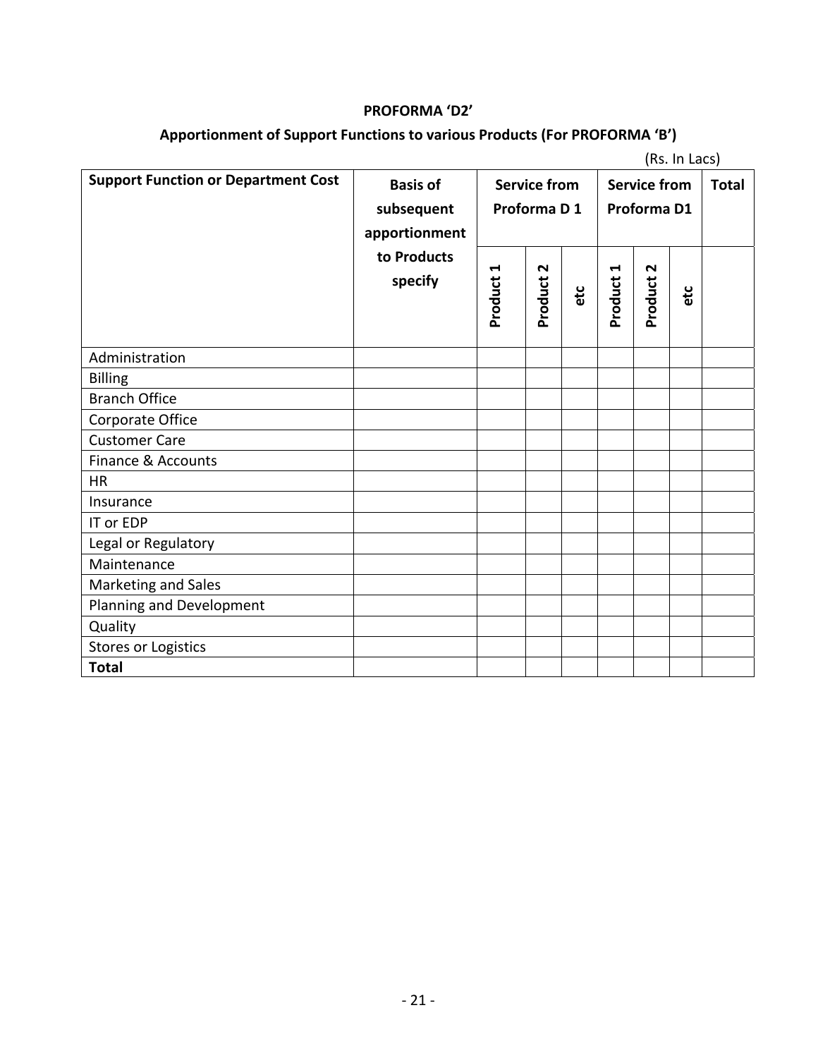**PROFORMA 'D2'**

**Apportionment of Support Functions to various Products (For PROFORMA 'B')**

(Rs. In Lacs)

| Support Function or Department Cost | Basis of subsequent apportionment to Products specify | Service from Proforma D 1 | | | Service from Proforma D1 | | | Total |
|---|---|---|---|---|---|---|---|---|
| | | Product 1 | Product 2 | etc | Product 1 | Product 2 | etc | |
| Administration | | | | | | | | |
| Billing | | | | | | | | |
| Branch Office | | | | | | | | |
| Corporate Office | | | | | | | | |
| Customer Care | | | | | | | | |
| Finance & Accounts | | | | | | | | |
| HR | | | | | | | | |
| Insurance | | | | | | | | |
| IT or EDP | | | | | | | | |
| Legal or Regulatory | | | | | | | | |
| Maintenance | | | | | | | | |
| Marketing and Sales | | | | | | | | |
| Planning and Development | | | | | | | | |
| Quality | | | | | | | | |
| Stores or Logistics | | | | | | | | |
| **Total** | | | | | | | | |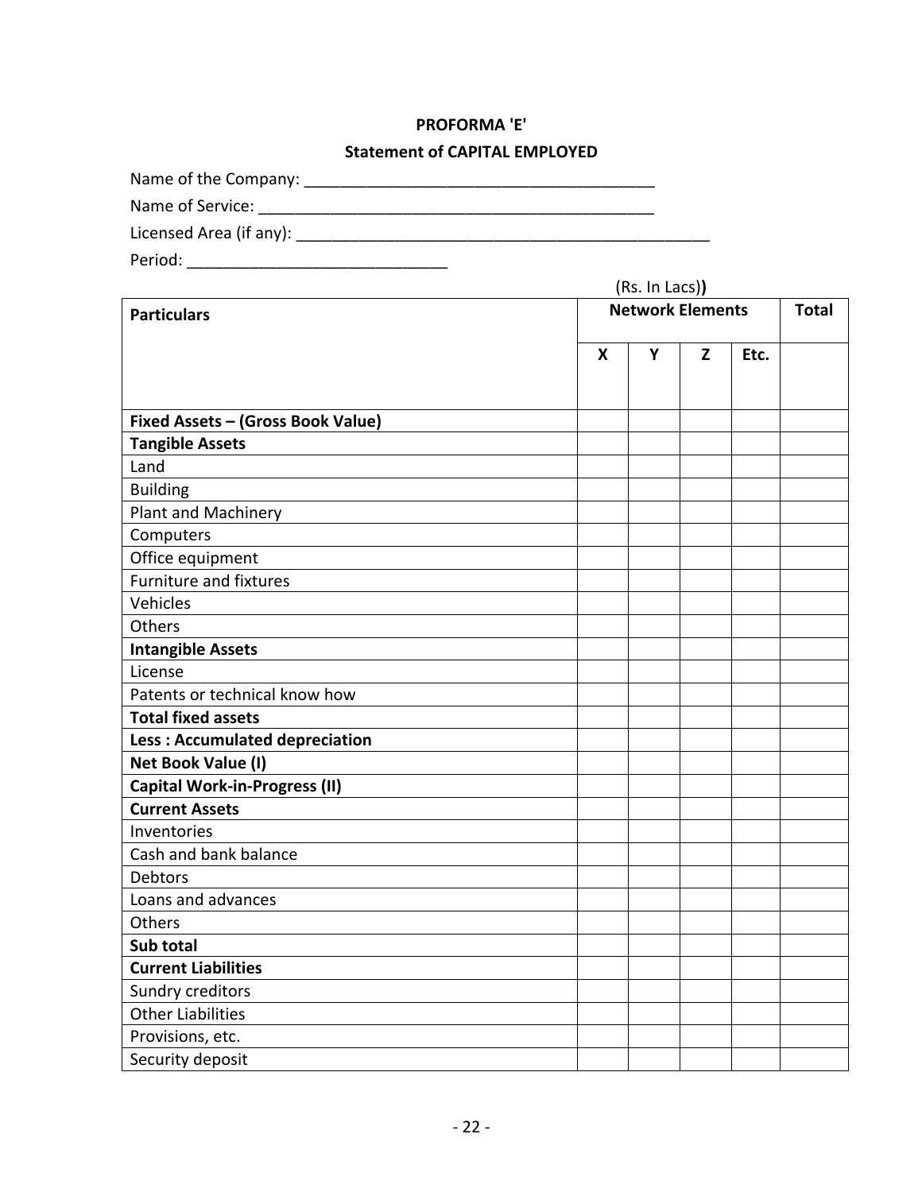**PROFORMA 'E'**

**Statement of CAPITAL EMPLOYED**

Name of the Company: ________________________________________

Name of Service: ____________________________________________

Licensed Area (if any): _______________________________________________

Period: ______________________________

(Rs. In Lacs)**)**

| **Particulars** | **Network Elements** | | | | **Total** |
|---|---|---|---|---|---|
| | **X** | **Y** | **Z** | **Etc.** | |
| **Fixed Assets – (Gross Book Value)** | | | | | |
| **Tangible Assets** | | | | | |
| Land | | | | | |
| Building | | | | | |
| Plant and Machinery | | | | | |
| Computers | | | | | |
| Office equipment | | | | | |
| Furniture and fixtures | | | | | |
| Vehicles | | | | | |
| Others | | | | | |
| **Intangible Assets** | | | | | |
| License | | | | | |
| Patents or technical know how | | | | | |
| **Total fixed assets** | | | | | |
| **Less : Accumulated depreciation** | | | | | |
| **Net Book Value (I)** | | | | | |
| **Capital Work-in-Progress (II)** | | | | | |
| **Current Assets** | | | | | |
| Inventories | | | | | |
| Cash and bank balance | | | | | |
| Debtors | | | | | |
| Loans and advances | | | | | |
| Others | | | | | |
| **Sub total** | | | | | |
| **Current Liabilities** | | | | | |
| Sundry creditors | | | | | |
| Other Liabilities | | | | | |
| Provisions, etc. | | | | | |
| Security deposit | | | | | |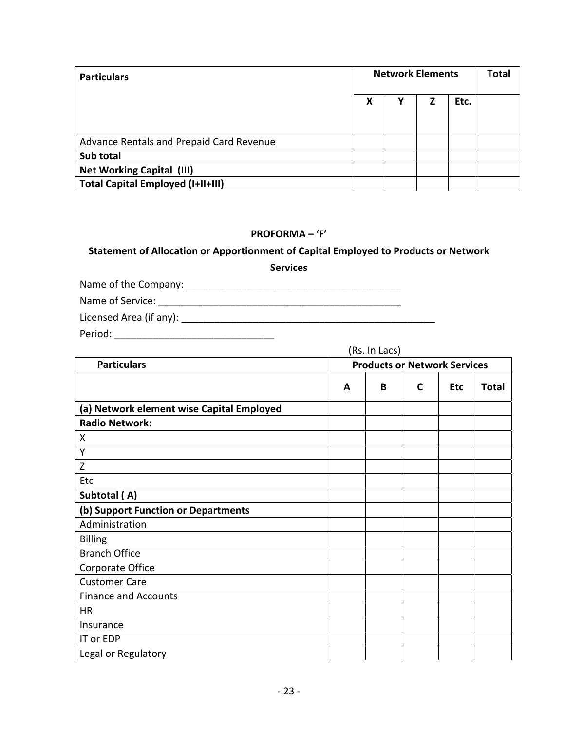| Particulars | Network Elements | | | | Total |
|---|---|---|---|---|---|
| | X | Y | Z | Etc. | |
| Advance Rentals and Prepaid Card Revenue | | | | | |
| **Sub total** | | | | | |
| **Net Working Capital (III)** | | | | | |
| **Total Capital Employed (I+II+III)** | | | | | |

**PROFORMA – 'F'**

**Statement of Allocation or Apportionment of Capital Employed to Products or Network Services**

Name of the Company: ________________________________________

Name of Service: ____________________________________________

Licensed Area (if any): _______________________________________________

Period: _____________________________

(Rs. In Lacs)

| Particulars | Products or Network Services | | | | |
|---|---|---|---|---|---|
| | A | B | C | Etc | Total |
| **(a) Network element wise Capital Employed** | | | | | |
| **Radio Network:** | | | | | |
| X | | | | | |
| Y | | | | | |
| Z | | | | | |
| Etc | | | | | |
| **Subtotal ( A)** | | | | | |
| **(b) Support Function or Departments** | | | | | |
| Administration | | | | | |
| Billing | | | | | |
| Branch Office | | | | | |
| Corporate Office | | | | | |
| Customer Care | | | | | |
| Finance and Accounts | | | | | |
| HR | | | | | |
| Insurance | | | | | |
| IT or EDP | | | | | |
| Legal or Regulatory | | | | | |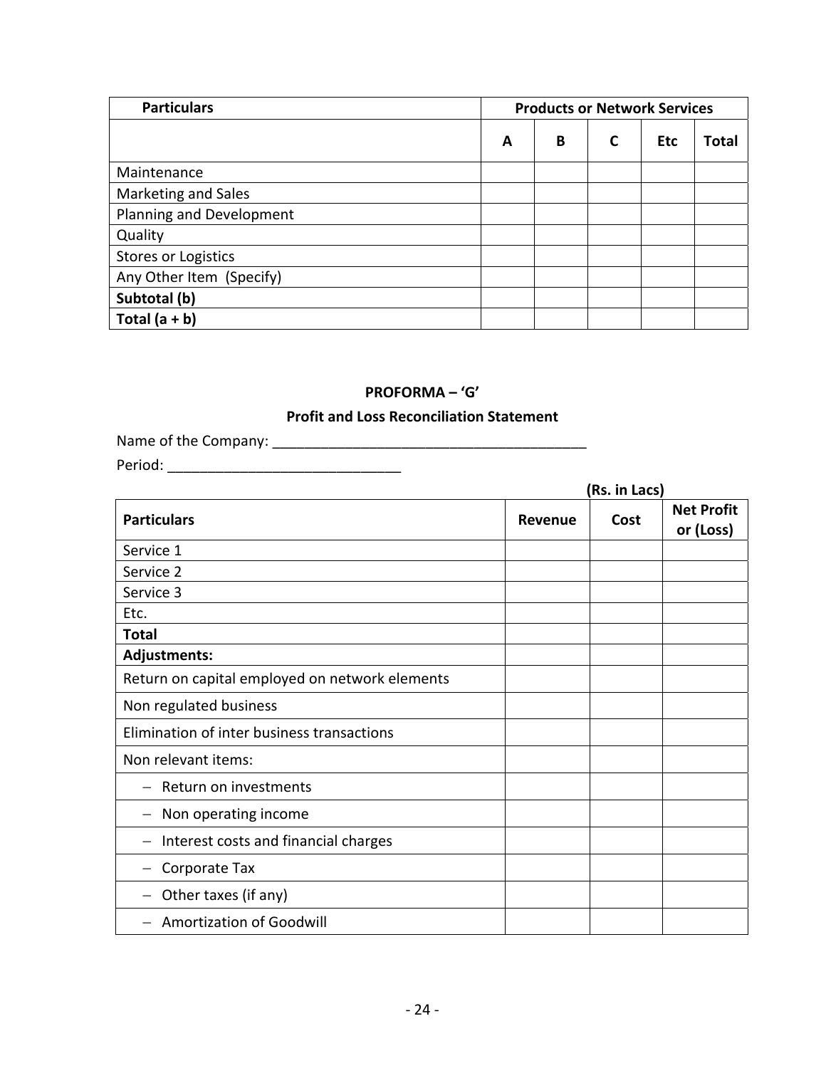| Particulars | Products or Network Services | | | | |
|---|---|---|---|---|---|
| | A | B | C | Etc | Total |
| Maintenance | | | | | |
| Marketing and Sales | | | | | |
| Planning and Development | | | | | |
| Quality | | | | | |
| Stores or Logistics | | | | | |
| Any Other Item (Specify) | | | | | |
| **Subtotal (b)** | | | | | |
| **Total (a + b)** | | | | | |

## PROFORMA – 'G'

### Profit and Loss Reconciliation Statement

Name of the Company: ________________________________________

Period: ______________________________

**(Rs. in Lacs)**

| Particulars | Revenue | Cost | Net Profit or (Loss) |
|---|---|---|---|
| Service 1 | | | |
| Service 2 | | | |
| Service 3 | | | |
| Etc. | | | |
| **Total** | | | |
| **Adjustments:** | | | |
| Return on capital employed on network elements | | | |
| Non regulated business | | | |
| Elimination of inter business transactions | | | |
| Non relevant items: | | | |
| – Return on investments | | | |
| – Non operating income | | | |
| – Interest costs and financial charges | | | |
| – Corporate Tax | | | |
| – Other taxes (if any) | | | |
| – Amortization of Goodwill | | | |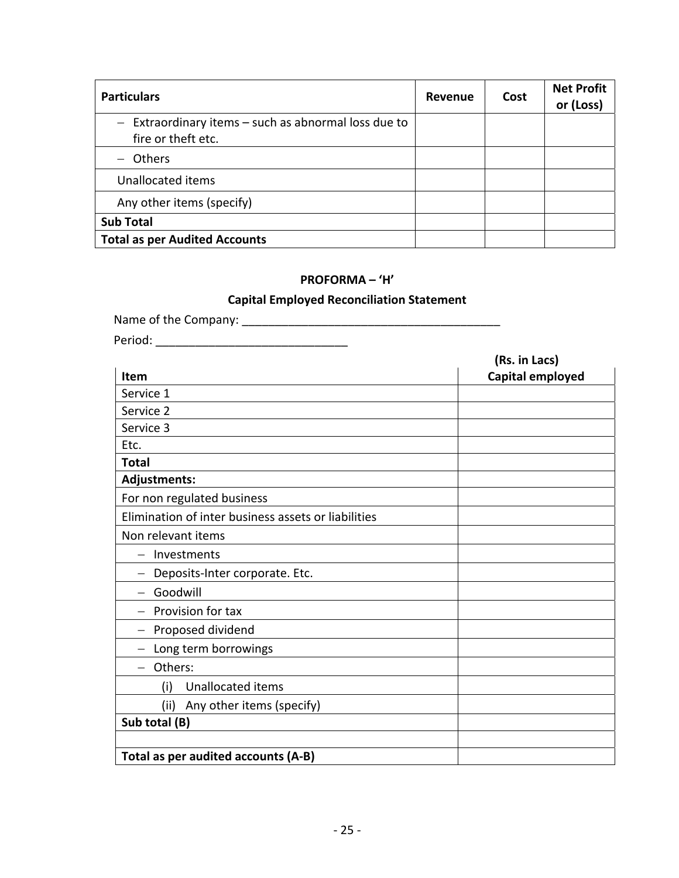| Particulars | Revenue | Cost | Net Profit or (Loss) |
|---|---|---|---|
| – Extraordinary items – such as abnormal loss due to fire or theft etc. | | | |
| – Others | | | |
| Unallocated items | | | |
| Any other items (specify) | | | |
| **Sub Total** | | | |
| **Total as per Audited Accounts** | | | |

### PROFORMA – 'H'

### Capital Employed Reconciliation Statement

Name of the Company: ________________________________________

Period: ______________________________

(Rs. in Lacs)

| Item | Capital employed |
|---|---|
| Service 1 | |
| Service 2 | |
| Service 3 | |
| Etc. | |
| **Total** | |
| **Adjustments:** | |
| For non regulated business | |
| Elimination of inter business assets or liabilities | |
| Non relevant items | |
| – Investments | |
| – Deposits-Inter corporate. Etc. | |
| – Goodwill | |
| – Provision for tax | |
| – Proposed dividend | |
| – Long term borrowings | |
| – Others: | |
| (i) Unallocated items | |
| (ii) Any other items (specify) | |
| **Sub total (B)** | |
| | |
| **Total as per audited accounts (A-B)** | |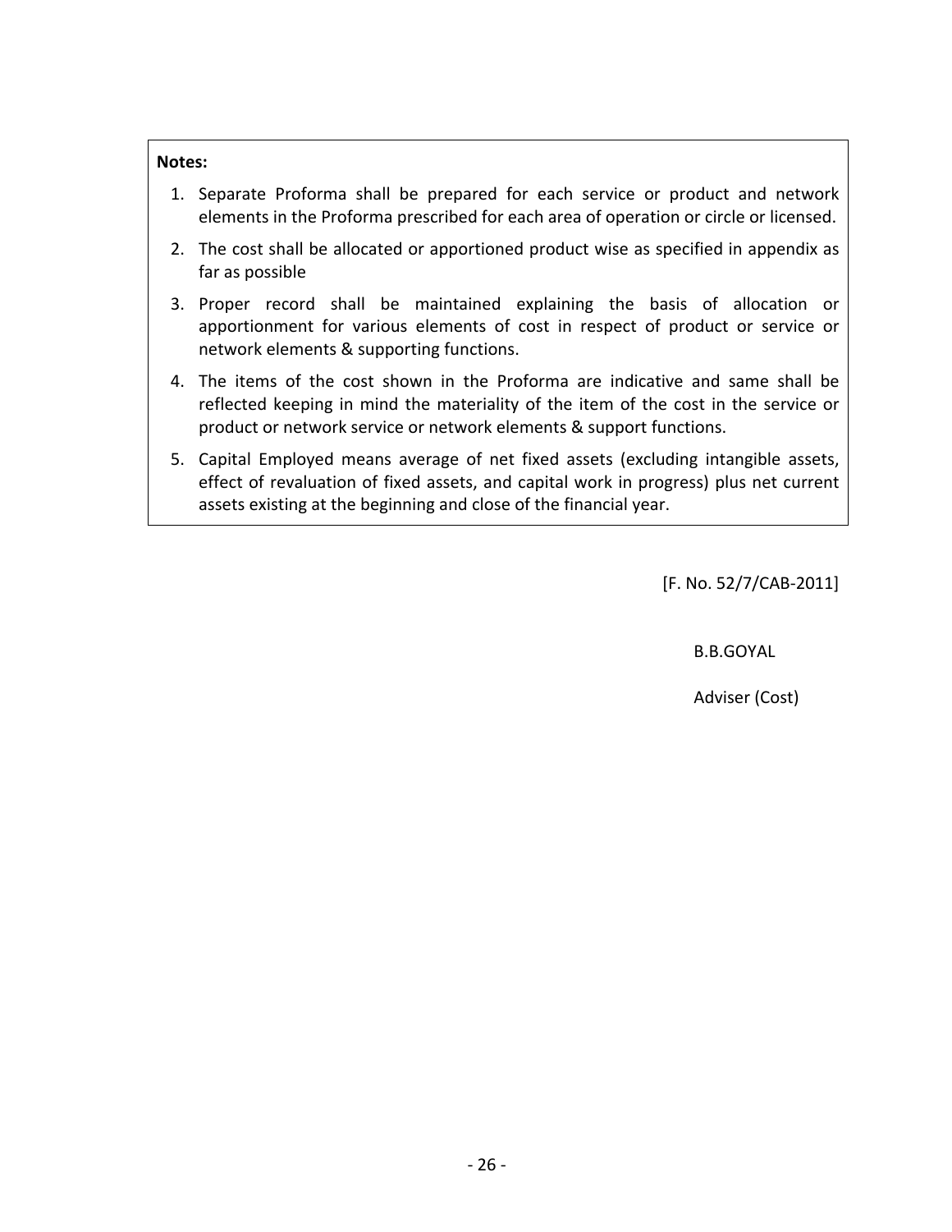**Notes:**

1. Separate Proforma shall be prepared for each service or product and network elements in the Proforma prescribed for each area of operation or circle or licensed.
2. The cost shall be allocated or apportioned product wise as specified in appendix as far as possible
3. Proper record shall be maintained explaining the basis of allocation or apportionment for various elements of cost in respect of product or service or network elements & supporting functions.
4. The items of the cost shown in the Proforma are indicative and same shall be reflected keeping in mind the materiality of the item of the cost in the service or product or network service or network elements & support functions.
5. Capital Employed means average of net fixed assets (excluding intangible assets, effect of revaluation of fixed assets, and capital work in progress) plus net current assets existing at the beginning and close of the financial year.

[F. No. 52/7/CAB-2011]

B.B.GOYAL

Adviser (Cost)